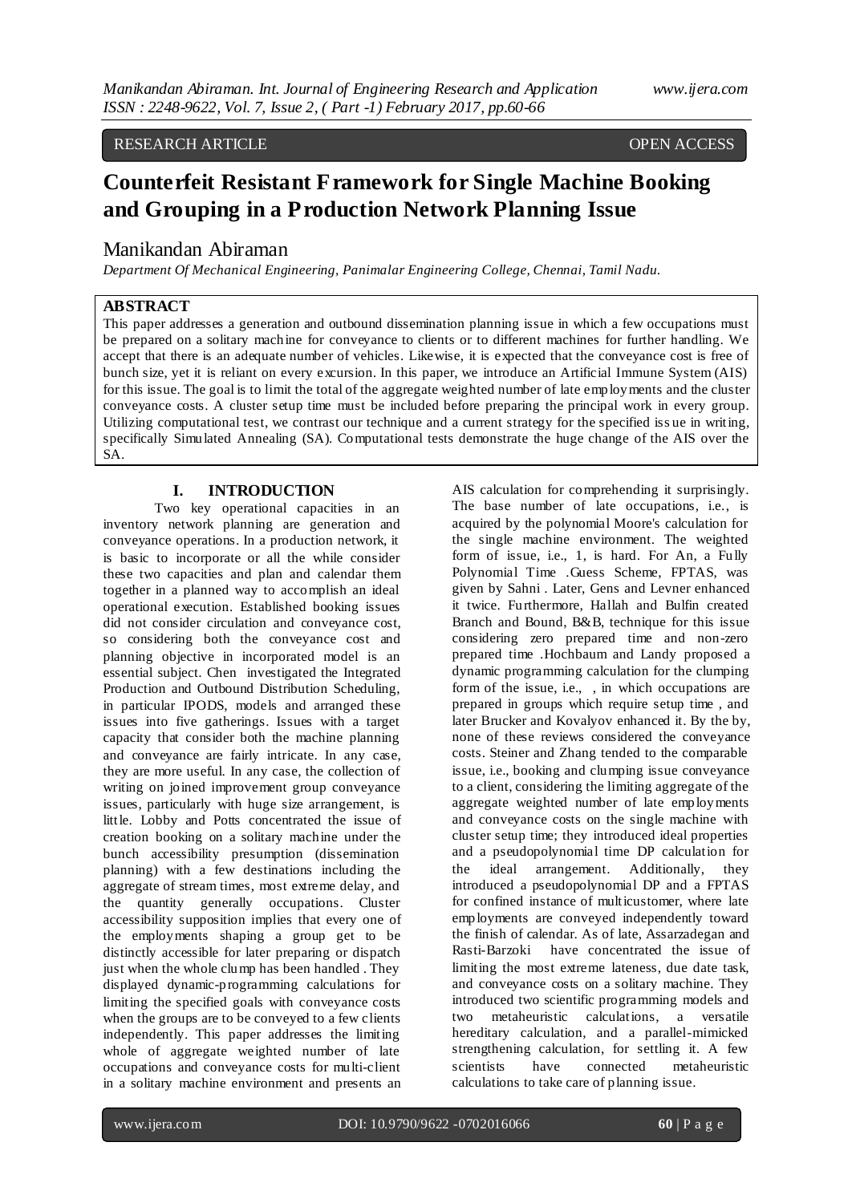RESEARCH ARTICLE OPEN ACCESS

# Counterfeit Resistant Framework for Single Machine Booking and Grouping in a Production Network Planning Issue

Manikandan Abiraman

*Department Of Mechanical Engineering, Panimalar Engineering College, Chennai, Tamil Nadu.*

## ABSTRACT

This paper addresses a generation and outbound dissemination planning issue in which a few occupations must be prepared on a solitary machine for conveyance to clients or to different machines for further handling. We accept that there is an adequate number of vehicles. Likewise, it is expected that the conveyance cost is free of bunch size, yet it is reliant on every excursion. In this paper, we introduce an Artificial Immune System (AIS) for this issue. The goal is to limit the total of the aggregate weighted number of late employments and the cluster conveyance costs. A cluster setup time must be included before preparing the principal work in every group. Utilizing computational test, we contrast our technique and a current strategy for the specified issue in writing, specifically Simulated Annealing (SA). Computational tests demonstrate the huge change of the AIS over the SA.

## I. INTRODUCTION

Two key operational capacities in an inventory network planning are generation and conveyance operations. In a production network, it is basic to incorporate or all the while consider these two capacities and plan and calendar them together in a planned way to accomplish an ideal operational execution. Established booking issues did not consider circulation and conveyance cost, so considering both the conveyance cost and planning objective in incorporated model is an essential subject. Chen investigated the Integrated Production and Outbound Distribution Scheduling, in particular IPODS, models and arranged these issues into five gatherings. Issues with a target capacity that consider both the machine planning and conveyance are fairly intricate. In any case, they are more useful. In any case, the collection of writing on joined improvement group conveyance issues, particularly with huge size arrangement, is little. Lobby and Potts concentrated the issue of creation booking on a solitary machine under the bunch accessibility presumption (dissemination planning) with a few destinations including the aggregate of stream times, most extreme delay, and the quantity generally occupations. Cluster accessibility supposition implies that every one of the employments shaping a group get to be distinctly accessible for later preparing or dispatch just when the whole clump has been handled . They displayed dynamic-programming calculations for limiting the specified goals with conveyance costs when the groups are to be conveyed to a few clients independently. This paper addresses the limiting whole of aggregate weighted number of late occupations and conveyance costs for multi-client in a solitary machine environment and presents an AIS calculation for comprehending it surprisingly. The base number of late occupations, i.e., is acquired by the polynomial Moore's calculation for the single machine environment. The weighted form of issue, i.e., 1, is hard. For An, a Fully Polynomial Time .Guess Scheme, FPTAS, was given by Sahni . Later, Gens and Levner enhanced it twice. Furthermore, Hallah and Bulfin created Branch and Bound, B&B, technique for this issue considering zero prepared time and non-zero prepared time .Hochbaum and Landy proposed a dynamic programming calculation for the clumping form of the issue, i.e., , in which occupations are prepared in groups which require setup time , and later Brucker and Kovalyov enhanced it. By the by, none of these reviews considered the conveyance costs. Steiner and Zhang tended to the comparable issue, i.e., booking and clumping issue conveyance to a client, considering the limiting aggregate of the aggregate weighted number of late employments and conveyance costs on the single machine with cluster setup time; they introduced ideal properties and a pseudopolynomial time DP calculation for the ideal arrangement. Additionally, they introduced a pseudopolynomial DP and a FPTAS for confined instance of multicustomer, where late employments are conveyed independently toward the finish of calendar. As of late, Assarzadegan and Rasti-Barzoki have concentrated the issue of limiting the most extreme lateness, due date task, and conveyance costs on a solitary machine. They introduced two scientific programming models and two metaheuristic calculations, a versatile hereditary calculation, and a parallel-mimicked strengthening calculation, for settling it. A few scientists have connected metaheuristic calculations to take care of planning issue.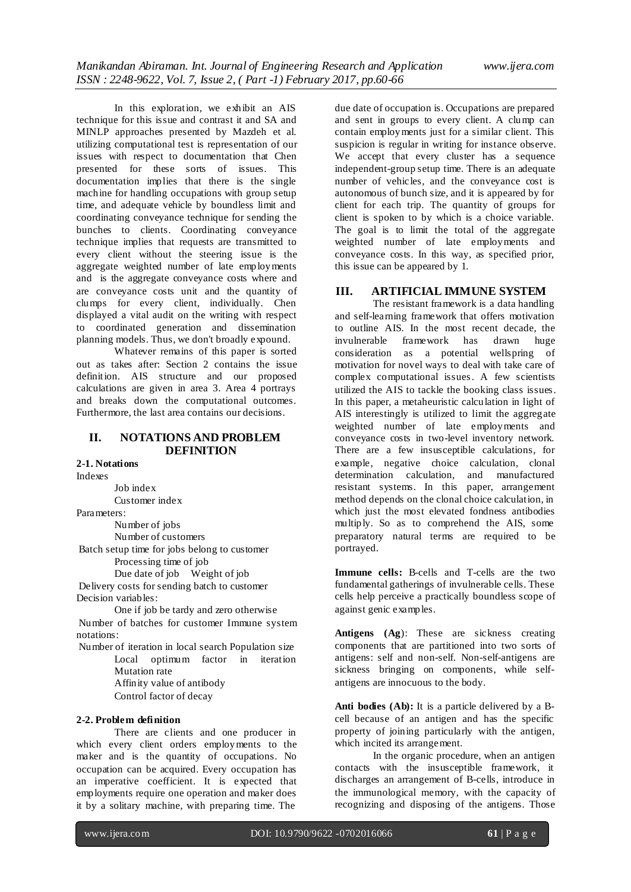In this exploration, we exhibit an AIS technique for this issue and contrast it and SA and MINLP approaches presented by Mazdeh et al. utilizing computational test is representation of our issues with respect to documentation that Chen presented for these sorts of issues. This documentation implies that there is the single machine for handling occupations with group setup time, and adequate vehicle by boundless limit and coordinating conveyance technique for sending the bunches to clients. Coordinating conveyance technique implies that requests are transmitted to every client without the steering issue is the aggregate weighted number of late employments and is the aggregate conveyance costs where and are conveyance costs unit and the quantity of clumps for every client, individually. Chen displayed a vital audit on the writing with respect to coordinated generation and dissemination planning models. Thus, we don't broadly expound.

Whatever remains of this paper is sorted out as takes after: Section 2 contains the issue definition. AIS structure and our proposed calculations are given in area 3. Area 4 portrays and breaks down the computational outcomes. Furthermore, the last area contains our decisions.

## II. NOTATIONS AND PROBLEM DEFINITION

### 2-1. Notations

Indexes

Job index

Customer index

Parameters:

Number of jobs

Number of customers

Batch setup time for jobs belong to customer

Processing time of job

Due date of job Weight of job

Delivery costs for sending batch to customer

Decision variables:

One if job be tardy and zero otherwise

Number of batches for customer Immune system notations:

Number of iteration in local search Population size

Local optimum factor in iteration

Mutation rate

Affinity value of antibody

Control factor of decay

### 2-2. Problem definition

There are clients and one producer in which every client orders employments to the maker and is the quantity of occupations. No occupation can be acquired. Every occupation has an imperative coefficient. It is expected that employments require one operation and maker does it by a solitary machine, with preparing time. The due date of occupation is. Occupations are prepared and sent in groups to every client. A clump can contain employments just for a similar client. This suspicion is regular in writing for instance observe. We accept that every cluster has a sequence independent-group setup time. There is an adequate number of vehicles, and the conveyance cost is autonomous of bunch size, and it is appeared by for client for each trip. The quantity of groups for client is spoken to by which is a choice variable. The goal is to limit the total of the aggregate weighted number of late employments and conveyance costs. In this way, as specified prior, this issue can be appeared by 1.

## III. ARTIFICIAL IMMUNE SYSTEM

The resistant framework is a data handling and self-learning framework that offers motivation to outline AIS. In the most recent decade, the invulnerable framework has drawn huge consideration as a potential wellspring of motivation for novel ways to deal with take care of complex computational issues. A few scientists utilized the AIS to tackle the booking class issues. In this paper, a metaheuristic calculation in light of AIS interestingly is utilized to limit the aggregate weighted number of late employments and conveyance costs in two-level inventory network. There are a few insusceptible calculations, for example, negative choice calculation, clonal determination calculation, and manufactured resistant systems. In this paper, arrangement method depends on the clonal choice calculation, in which just the most elevated fondness antibodies multiply. So as to comprehend the AIS, some preparatory natural terms are required to be portrayed.

**Immune cells:** B-cells and T-cells are the two fundamental gatherings of invulnerable cells. These cells help perceive a practically boundless scope of against genic examples.

**Antigens (Ag):** These are sickness creating components that are partitioned into two sorts of antigens: self and non-self. Non-self-antigens are sickness bringing on components, while self-antigens are innocuous to the body.

**Anti bodies (Ab):** It is a particle delivered by a B-cell because of an antigen and has the specific property of joining particularly with the antigen, which incited its arrangement.

In the organic procedure, when an antigen contacts with the insusceptible framework, it discharges an arrangement of B-cells, introduce in the immunological memory, with the capacity of recognizing and disposing of the antigens. Those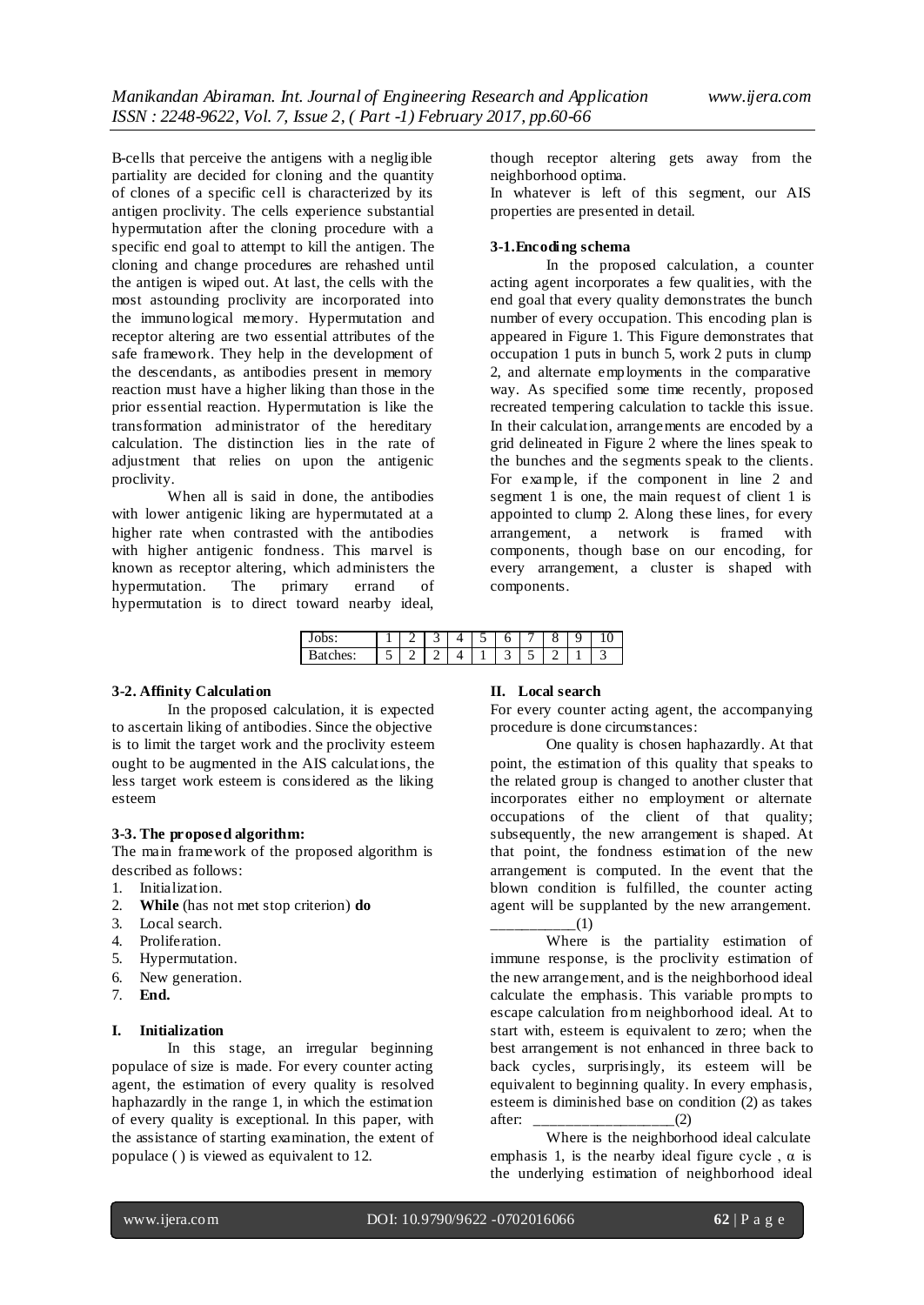B-cells that perceive the antigens with a negligible partiality are decided for cloning and the quantity of clones of a specific cell is characterized by its antigen proclivity. The cells experience substantial hypermutation after the cloning procedure with a specific end goal to attempt to kill the antigen. The cloning and change procedures are rehashed until the antigen is wiped out. At last, the cells with the most astounding proclivity are incorporated into the immunological memory. Hypermutation and receptor altering are two essential attributes of the safe framework. They help in the development of the descendants, as antibodies present in memory reaction must have a higher liking than those in the prior essential reaction. Hypermutation is like the transformation administrator of the hereditary calculation. The distinction lies in the rate of adjustment that relies on upon the antigenic proclivity.

When all is said in done, the antibodies with lower antigenic liking are hypermutated at a higher rate when contrasted with the antibodies with higher antigenic fondness. This marvel is known as receptor altering, which administers the hypermutation. The primary errand of hypermutation is to direct toward nearby ideal, though receptor altering gets away from the neighborhood optima.

In whatever is left of this segment, our AIS properties are presented in detail.

### 3-1.Encoding schema

In the proposed calculation, a counter acting agent incorporates a few qualities, with the end goal that every quality demonstrates the bunch number of every occupation. This encoding plan is appeared in Figure 1. This Figure demonstrates that occupation 1 puts in bunch 5, work 2 puts in clump 2, and alternate employments in the comparative way. As specified some time recently, proposed recreated tempering calculation to tackle this issue. In their calculation, arrangements are encoded by a grid delineated in Figure 2 where the lines speak to the bunches and the segments speak to the clients. For example, if the component in line 2 and segment 1 is one, the main request of client 1 is appointed to clump 2. Along these lines, for every arrangement, a network is framed with components, though base on our encoding, for every arrangement, a cluster is shaped with components.

| Jobs: | 1 | 2 | 3 | 4 | 5 | 6 | 7 | 8 | 9 | 10 |
|---|---|---|---|---|---|---|---|---|---|---|
| Batches: | 5 | 2 | 2 | 4 | 1 | 3 | 5 | 2 | 1 | 3 |

### 3-2. Affinity Calculation

In the proposed calculation, it is expected to ascertain liking of antibodies. Since the objective is to limit the target work and the proclivity esteem ought to be augmented in the AIS calculations, the less target work esteem is considered as the liking esteem

### 3-3. The proposed algorithm:

The main framework of the proposed algorithm is described as follows:

1. Initialization.
2. **While** (has not met stop criterion) **do**
3. Local search.
4. Proliferation.
5. Hypermutation.
6. New generation.
7. **End.**

### I. Initialization

In this stage, an irregular beginning populace of size is made. For every counter acting agent, the estimation of every quality is resolved haphazardly in the range 1, in which the estimation of every quality is exceptional. In this paper, with the assistance of starting examination, the extent of populace ( ) is viewed as equivalent to 12.

### II. Local search

For every counter acting agent, the accompanying procedure is done circumstances:

One quality is chosen haphazardly. At that point, the estimation of this quality that speaks to the related group is changed to another cluster that incorporates either no employment or alternate occupations of the client of that quality; subsequently, the new arrangement is shaped. At that point, the fondness estimation of the new arrangement is computed. In the event that the blown condition is fulfilled, the counter acting agent will be supplanted by the new arrangement. ___________(1)

Where is the partiality estimation of immune response, is the proclivity estimation of the new arrangement, and is the neighborhood ideal calculate the emphasis. This variable prompts to escape calculation from neighborhood ideal. At to start with, esteem is equivalent to zero; when the best arrangement is not enhanced in three back to back cycles, surprisingly, its esteem will be equivalent to beginning quality. In every emphasis, esteem is diminished base on condition (2) as takes after: __________________(2)

Where is the neighborhood ideal calculate emphasis 1, is the nearby ideal figure cycle , α is the underlying estimation of neighborhood ideal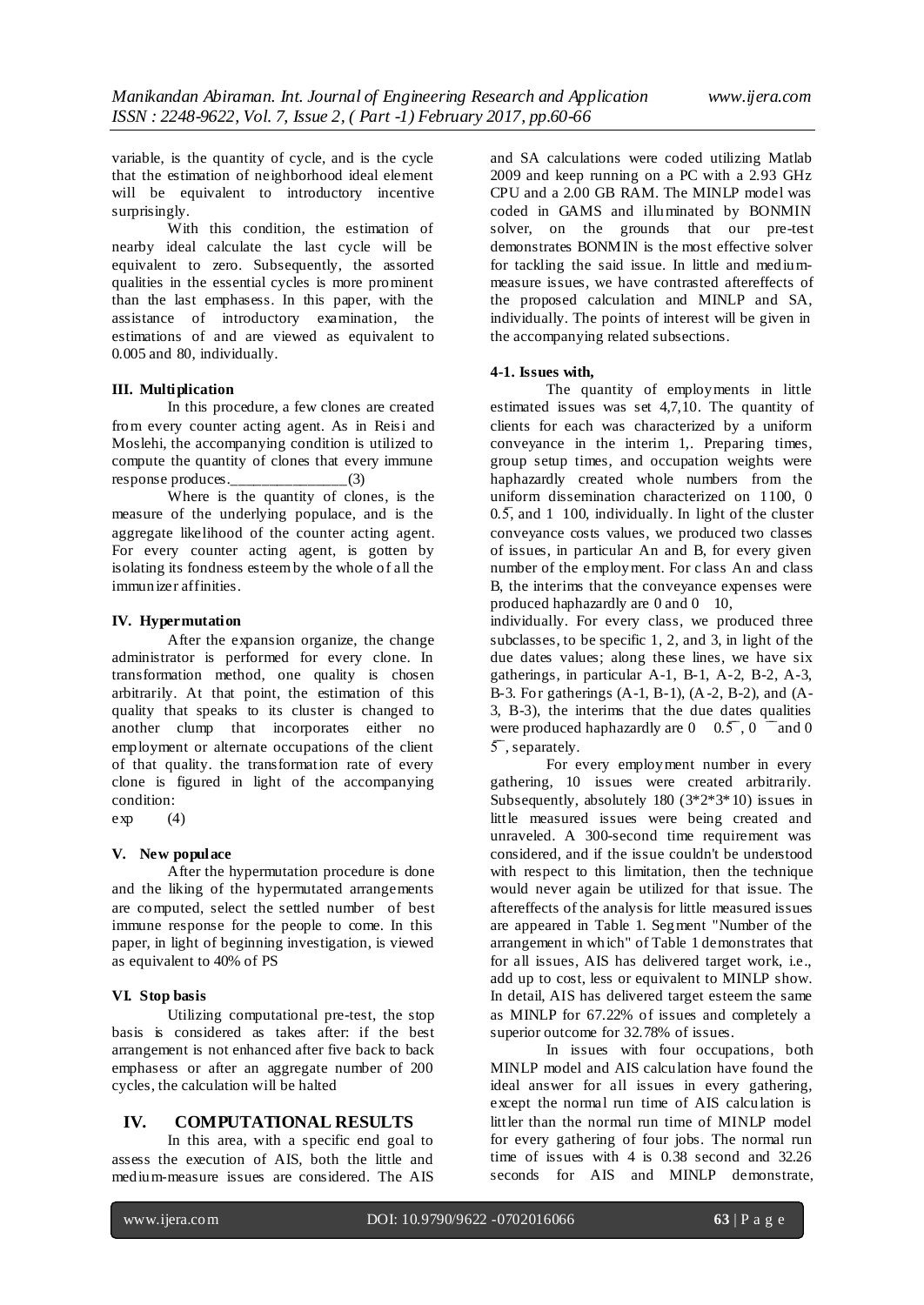variable, is the quantity of cycle, and is the cycle that the estimation of neighborhood ideal element will be equivalent to introductory incentive surprisingly.

With this condition, the estimation of nearby ideal calculate the last cycle will be equivalent to zero. Subsequently, the assorted qualities in the essential cycles is more prominent than the last emphasess. In this paper, with the assistance of introductory examination, the estimations of and are viewed as equivalent to 0.005 and 80, individually.

**III. Multiplication**

In this procedure, a few clones are created from every counter acting agent. As in Reisi and Moslehi, the accompanying condition is utilized to compute the quantity of clones that every immune response produces.________________(3)

Where is the quantity of clones, is the measure of the underlying populace, and is the aggregate likelihood of the counter acting agent. For every counter acting agent, is gotten by isolating its fondness esteem by the whole of all the immunizer affinities.

**IV. Hypermutation**

After the expansion organize, the change administrator is performed for every clone. In transformation method, one quality is chosen arbitrarily. At that point, the estimation of this quality that speaks to its cluster is changed to another clump that incorporates either no employment or alternate occupations of the client of that quality. the transformation rate of every clone is figured in light of the accompanying condition:

exp (4)

**V. New populace**

After the hypermutation procedure is done and the liking of the hypermutated arrangements are computed, select the settled number of best immune response for the people to come. In this paper, in light of beginning investigation, is viewed as equivalent to 40% of PS

**VI. Stop basis**

Utilizing computational pre-test, the stop basis is considered as takes after: if the best arrangement is not enhanced after five back to back emphasess or after an aggregate number of 200 cycles, the calculation will be halted

## IV. COMPUTATIONAL RESULTS

In this area, with a specific end goal to assess the execution of AIS, both the little and medium-measure issues are considered. The AIS and SA calculations were coded utilizing Matlab 2009 and keep running on a PC with a 2.93 GHz CPU and a 2.00 GB RAM. The MINLP model was coded in GAMS and illuminated by BONMIN solver, on the grounds that our pre-test demonstrates BONMIN is the most effective solver for tackling the said issue. In little and medium-measure issues, we have contrasted aftereffects of the proposed calculation and MINLP and SA, individually. The points of interest will be given in the accompanying related subsections.

**4-1. Issues with,**

The quantity of employments in little estimated issues was set 4,7,10. The quantity of clients for each was characterized by a uniform conveyance in the interim 1,. Preparing times, group setup times, and occupation weights were haphazardly created whole numbers from the uniform dissemination characterized on 1100, 0 0.5̄, and 1 100, individually. In light of the cluster conveyance costs values, we produced two classes of issues, in particular An and B, for every given number of the employment. For class An and class B, the interims that the conveyance expenses were produced haphazardly are 0 and 0 10, individually. For every class, we produced three subclasses, to be specific 1, 2, and 3, in light of the due dates values; along these lines, we have six gatherings, in particular A-1, B-1, A-2, B-2, A-3, B-3. For gatherings (A-1, B-1), (A-2, B-2), and (A-3, B-3), the interims that the due dates qualities were produced haphazardly are 0 0.5̄, 0 ̄ and 0 5̄, separately.

For every employment number in every gathering, 10 issues were created arbitrarily. Subsequently, absolutely 180 (3*2*3*10) issues in little measured issues were being created and unraveled. A 300-second time requirement was considered, and if the issue couldn't be understood with respect to this limitation, then the technique would never again be utilized for that issue. The aftereffects of the analysis for little measured issues are appeared in Table 1. Segment "Number of the arrangement in which" of Table 1 demonstrates that for all issues, AIS has delivered target work, i.e., add up to cost, less or equivalent to MINLP show. In detail, AIS has delivered target esteem the same as MINLP for 67.22% of issues and completely a superior outcome for 32.78% of issues.

In issues with four occupations, both MINLP model and AIS calculation have found the ideal answer for all issues in every gathering, except the normal run time of AIS calculation is littler than the normal run time of MINLP model for every gathering of four jobs. The normal run time of issues with 4 is 0.38 second and 32.26 seconds for AIS and MINLP demonstrate,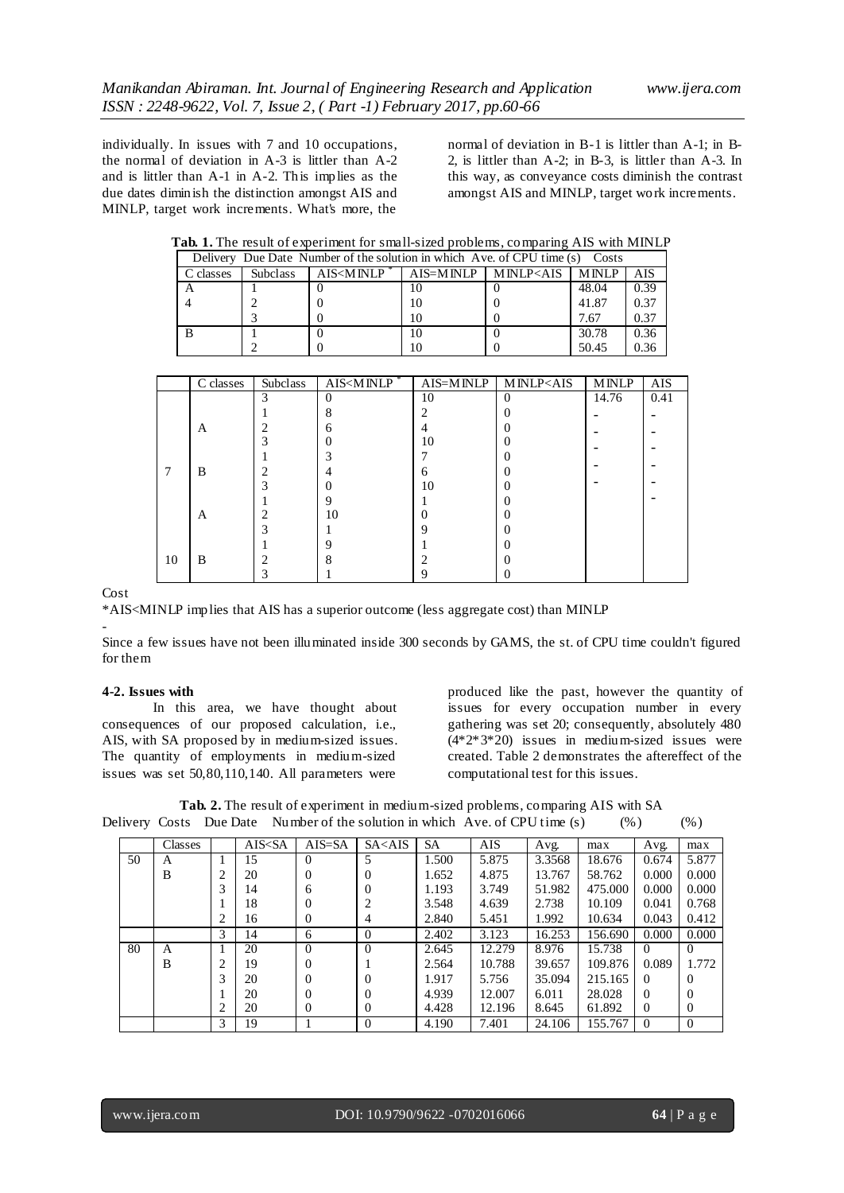individually. In issues with 7 and 10 occupations, the normal of deviation in A-3 is littler than A-2 and is littler than A-1 in A-2. This implies as the due dates diminish the distinction amongst AIS and MINLP, target work increments. What's more, the normal of deviation in B-1 is littler than A-1; in B-2, is littler than A-2; in B-3, is littler than A-3. In this way, as conveyance costs diminish the contrast amongst AIS and MINLP, target work increments.

**Tab. 1.** The result of experiment for small-sized problems, comparing AIS with MINLP

| | Delivery C classes | Due Date Subclass | Number of the solution in which AIS<MINLP * | AIS=MINLP | MINLP<AIS | Ave. of CPU time (s) MINLP | Costs AIS |
|---|---|---|---|---|---|---|---|
| 4 | A | 1 | 0 | 10 | 0 | 48.04 | 0.39 |
| | | 2 | 0 | 10 | 0 | 41.87 | 0.37 |
| | | 3 | 0 | 10 | 0 | 7.67 | 0.37 |
| | B | 1 | 0 | 10 | 0 | 30.78 | 0.36 |
| | | 2 | 0 | 10 | 0 | 50.45 | 0.36 |
| | | 3 | 0 | 10 | 0 | 14.76 | 0.41 |
| 7 | A | 1 | 8 | 2 | 0 | - | - |
| | | 2 | 6 | 4 | 0 | - | - |
| | | 3 | 0 | 10 | 0 | - | - |
| | B | 1 | 3 | 7 | 0 | - | - |
| | | 2 | 4 | 6 | 0 | - | - |
| | | 3 | 0 | 10 | 0 | | - |
| 10 | A | 1 | 9 | 1 | 0 | | |
| | | 2 | 10 | 0 | 0 | | |
| | | 3 | 1 | 9 | 0 | | |
| | B | 1 | 9 | 1 | 0 | | |
| | | 2 | 8 | 2 | 0 | | |
| | | 3 | 1 | 9 | 0 | | |

Cost

*AIS<MINLP implies that AIS has a superior outcome (less aggregate cost) than MINLP

-

Since a few issues have not been illuminated inside 300 seconds by GAMS, the st. of CPU time couldn't figured for them

### 4-2. Issues with

In this area, we have thought about consequences of our proposed calculation, i.e., AIS, with SA proposed by in medium-sized issues. The quantity of employments in medium-sized issues was set 50,80,110,140. All parameters were produced like the past, however the quantity of issues for every occupation number in every gathering was set 20; consequently, absolutely 480 (4*2*3*20) issues in medium-sized issues were created. Table 2 demonstrates the aftereffect of the computational test for this issues.

**Tab. 2.** The result of experiment in medium-sized problems, comparing AIS with SA

| | Delivery Costs Classes | Due Date | Number of the solution in which AIS<SA | AIS=SA | SA<AIS | Ave. of CPU time (s) SA | AIS | (%) Avg. | max | (%) Avg. | max |
|---|---|---|---|---|---|---|---|---|---|---|---|
| 50 | A | 1 | 15 | 0 | 5 | 1.500 | 5.875 | 3.3568 | 18.676 | 0.674 | 5.877 |
| | B | 2 | 20 | 0 | 0 | 1.652 | 4.875 | 13.767 | 58.762 | 0.000 | 0.000 |
| | | 3 | 14 | 6 | 0 | 1.193 | 3.749 | 51.982 | 475.000 | 0.000 | 0.000 |
| | | 1 | 18 | 0 | 2 | 3.548 | 4.639 | 2.738 | 10.109 | 0.041 | 0.768 |
| | | 2 | 16 | 0 | 4 | 2.840 | 5.451 | 1.992 | 10.634 | 0.043 | 0.412 |
| | | 3 | 14 | 6 | 0 | 2.402 | 3.123 | 16.253 | 156.690 | 0.000 | 0.000 |
| 80 | A | 1 | 20 | 0 | 0 | 2.645 | 12.279 | 8.976 | 15.738 | 0 | 0 |
| | B | 2 | 19 | 0 | 1 | 2.564 | 10.788 | 39.657 | 109.876 | 0.089 | 1.772 |
| | | 3 | 20 | 0 | 0 | 1.917 | 5.756 | 35.094 | 215.165 | 0 | 0 |
| | | 1 | 20 | 0 | 0 | 4.939 | 12.007 | 6.011 | 28.028 | 0 | 0 |
| | | 2 | 20 | 0 | 0 | 4.428 | 12.196 | 8.645 | 61.892 | 0 | 0 |
| | | 3 | 19 | 1 | 0 | 4.190 | 7.401 | 24.106 | 155.767 | 0 | 0 |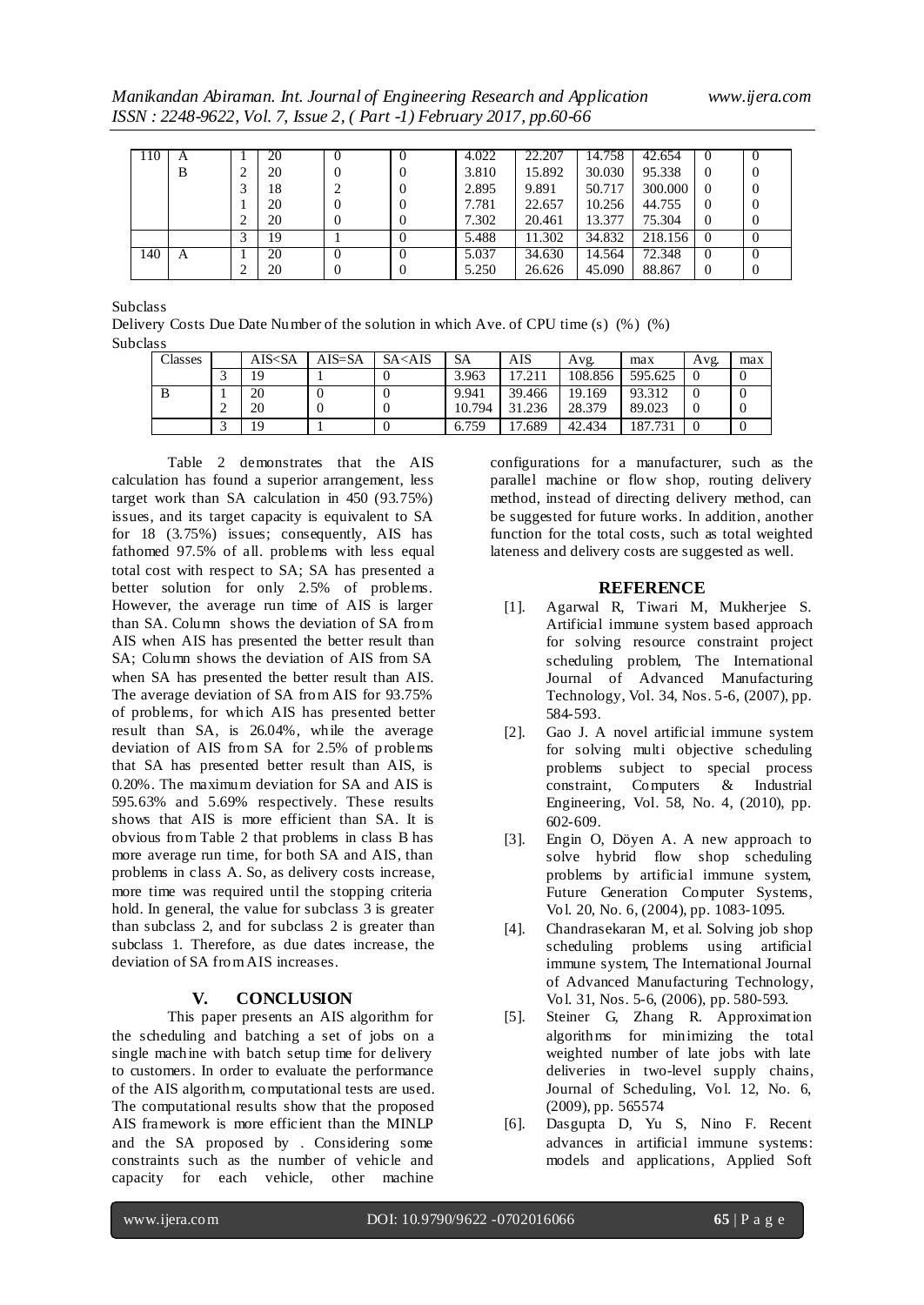| 110 | A | 1 | 20 | 0 | 0 | 4.022 | 22.207 | 14.758 | 42.654 | 0 | 0 |
|---|---|---|---|---|---|---|---|---|---|---|---|
| | B | 2 | 20 | 0 | 0 | 3.810 | 15.892 | 30.030 | 95.338 | 0 | 0 |
| | | 3 | 18 | 2 | 0 | 2.895 | 9.891 | 50.717 | 300.000 | 0 | 0 |
| | | 1 | 20 | 0 | 0 | 7.781 | 22.657 | 10.256 | 44.755 | 0 | 0 |
| | | 2 | 20 | 0 | 0 | 7.302 | 20.461 | 13.377 | 75.304 | 0 | 0 |
| | | 3 | 19 | 1 | 0 | 5.488 | 11.302 | 34.832 | 218.156 | 0 | 0 |
| 140 | A | 1 | 20 | 0 | 0 | 5.037 | 34.630 | 14.564 | 72.348 | 0 | 0 |
| | | 2 | 20 | 0 | 0 | 5.250 | 26.626 | 45.090 | 88.867 | 0 | 0 |

Subclass

Delivery Costs Due Date Number of the solution in which Ave. of CPU time (s) (%) (%)

Subclass

| Classes | | AIS<SA | AIS=SA | SA<AIS | SA | AIS | Avg. | max | Avg. | max |
|---|---|---|---|---|---|---|---|---|---|---|
| | 3 | 19 | 1 | 0 | 3.963 | 17.211 | 108.856 | 595.625 | 0 | 0 |
| B | 1 | 20 | 0 | 0 | 9.941 | 39.466 | 19.169 | 93.312 | 0 | 0 |
| | 2 | 20 | 0 | 0 | 10.794 | 31.236 | 28.379 | 89.023 | 0 | 0 |
| | 3 | 19 | 1 | 0 | 6.759 | 17.689 | 42.434 | 187.731 | 0 | 0 |

Table 2 demonstrates that the AIS calculation has found a superior arrangement, less target work than SA calculation in 450 (93.75%) issues, and its target capacity is equivalent to SA for 18 (3.75%) issues; consequently, AIS has fathomed 97.5% of all. problems with less equal total cost with respect to SA; SA has presented a better solution for only 2.5% of problems. However, the average run time of AIS is larger than SA. Column shows the deviation of SA from AIS when AIS has presented the better result than SA; Column shows the deviation of AIS from SA when SA has presented the better result than AIS. The average deviation of SA from AIS for 93.75% of problems, for which AIS has presented better result than SA, is 26.04%, while the average deviation of AIS from SA for 2.5% of problems that SA has presented better result than AIS, is 0.20%. The maximum deviation for SA and AIS is 595.63% and 5.69% respectively. These results shows that AIS is more efficient than SA. It is obvious from Table 2 that problems in class B has more average run time, for both SA and AIS, than problems in class A. So, as delivery costs increase, more time was required until the stopping criteria hold. In general, the value for subclass 3 is greater than subclass 2, and for subclass 2 is greater than subclass 1. Therefore, as due dates increase, the deviation of SA from AIS increases.

## V. CONCLUSION

This paper presents an AIS algorithm for the scheduling and batching a set of jobs on a single machine with batch setup time for delivery to customers. In order to evaluate the performance of the AIS algorithm, computational tests are used. The computational results show that the proposed AIS framework is more efficient than the MINLP and the SA proposed by . Considering some constraints such as the number of vehicle and capacity for each vehicle, other machine configurations for a manufacturer, such as the parallel machine or flow shop, routing delivery method, instead of directing delivery method, can be suggested for future works. In addition, another function for the total costs, such as total weighted lateness and delivery costs are suggested as well.

## REFERENCE

[1]. Agarwal R, Tiwari M, Mukherjee S. Artificial immune system based approach for solving resource constraint project scheduling problem, The International Journal of Advanced Manufacturing Technology, Vol. 34, Nos. 5-6, (2007), pp. 584-593.

[2]. Gao J. A novel artificial immune system for solving multi objective scheduling problems subject to special process constraint, Computers & Industrial Engineering, Vol. 58, No. 4, (2010), pp. 602-609.

[3]. Engin O, Döyen A. A new approach to solve hybrid flow shop scheduling problems by artificial immune system, Future Generation Computer Systems, Vol. 20, No. 6, (2004), pp. 1083-1095.

[4]. Chandrasekaran M, et al. Solving job shop scheduling problems using artificial immune system, The International Journal of Advanced Manufacturing Technology, Vol. 31, Nos. 5-6, (2006), pp. 580-593.

[5]. Steiner G, Zhang R. Approximation algorithms for minimizing the total weighted number of late jobs with late deliveries in two-level supply chains, Journal of Scheduling, Vol. 12, No. 6, (2009), pp. 565574

[6]. Dasgupta D, Yu S, Nino F. Recent advances in artificial immune systems: models and applications, Applied Soft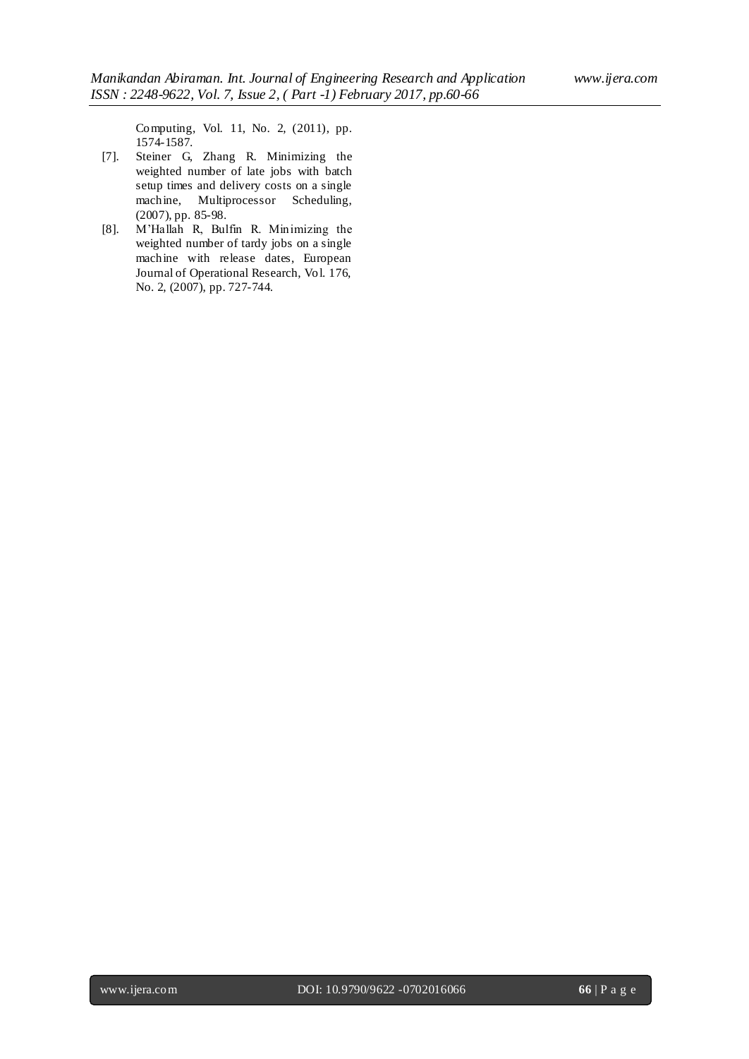Computing, Vol. 11, No. 2, (2011), pp. 1574-1587.

[7]. Steiner G, Zhang R. Minimizing the weighted number of late jobs with batch setup times and delivery costs on a single machine, Multiprocessor Scheduling, (2007), pp. 85-98.

[8]. M'Hallah R, Bulfin R. Minimizing the weighted number of tardy jobs on a single machine with release dates, European Journal of Operational Research, Vol. 176, No. 2, (2007), pp. 727-744.